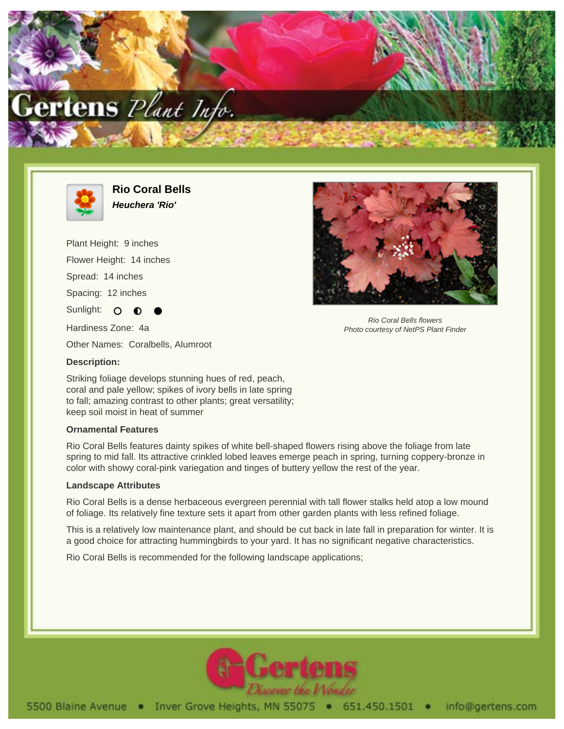# Rio Coral Bells

***Heuchera 'Rio'***

Plant Height: 9 inches

Flower Height: 14 inches

Spread: 14 inches

Spacing: 12 inches

Sunlight: ○ ◐ ●

Hardiness Zone: 4a

Other Names: Coralbells, Alumroot

*Rio Coral Bells flowers*
*Photo courtesy of NetPS Plant Finder*

**Description:**

Striking foliage develops stunning hues of red, peach, coral and pale yellow; spikes of ivory bells in late spring to fall; amazing contrast to other plants; great versatility; keep soil moist in heat of summer

**Ornamental Features**

Rio Coral Bells features dainty spikes of white bell-shaped flowers rising above the foliage from late spring to mid fall. Its attractive crinkled lobed leaves emerge peach in spring, turning coppery-bronze in color with showy coral-pink variegation and tinges of buttery yellow the rest of the year.

**Landscape Attributes**

Rio Coral Bells is a dense herbaceous evergreen perennial with tall flower stalks held atop a low mound of foliage. Its relatively fine texture sets it apart from other garden plants with less refined foliage.

This is a relatively low maintenance plant, and should be cut back in late fall in preparation for winter. It is a good choice for attracting hummingbirds to your yard. It has no significant negative characteristics.

Rio Coral Bells is recommended for the following landscape applications;

Gertens — Discover the Wonder

5500 Blaine Avenue • Inver Grove Heights, MN 55075 • 651.450.1501 • info@gertens.com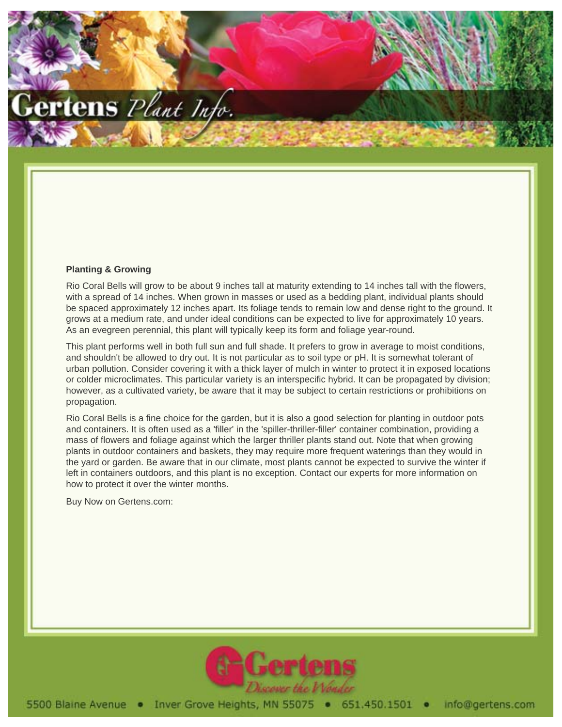**Planting & Growing**

Rio Coral Bells will grow to be about 9 inches tall at maturity extending to 14 inches tall with the flowers, with a spread of 14 inches. When grown in masses or used as a bedding plant, individual plants should be spaced approximately 12 inches apart. Its foliage tends to remain low and dense right to the ground. It grows at a medium rate, and under ideal conditions can be expected to live for approximately 10 years. As an evegreen perennial, this plant will typically keep its form and foliage year-round.

This plant performs well in both full sun and full shade. It prefers to grow in average to moist conditions, and shouldn't be allowed to dry out. It is not particular as to soil type or pH. It is somewhat tolerant of urban pollution. Consider covering it with a thick layer of mulch in winter to protect it in exposed locations or colder microclimates. This particular variety is an interspecific hybrid. It can be propagated by division; however, as a cultivated variety, be aware that it may be subject to certain restrictions or prohibitions on propagation.

Rio Coral Bells is a fine choice for the garden, but it is also a good selection for planting in outdoor pots and containers. It is often used as a 'filler' in the 'spiller-thriller-filler' container combination, providing a mass of flowers and foliage against which the larger thriller plants stand out. Note that when growing plants in outdoor containers and baskets, they may require more frequent waterings than they would in the yard or garden. Be aware that in our climate, most plants cannot be expected to survive the winter if left in containers outdoors, and this plant is no exception. Contact our experts for more information on how to protect it over the winter months.

Buy Now on Gertens.com:

5500 Blaine Avenue • Inver Grove Heights, MN 55075 • 651.450.1501 • info@gertens.com